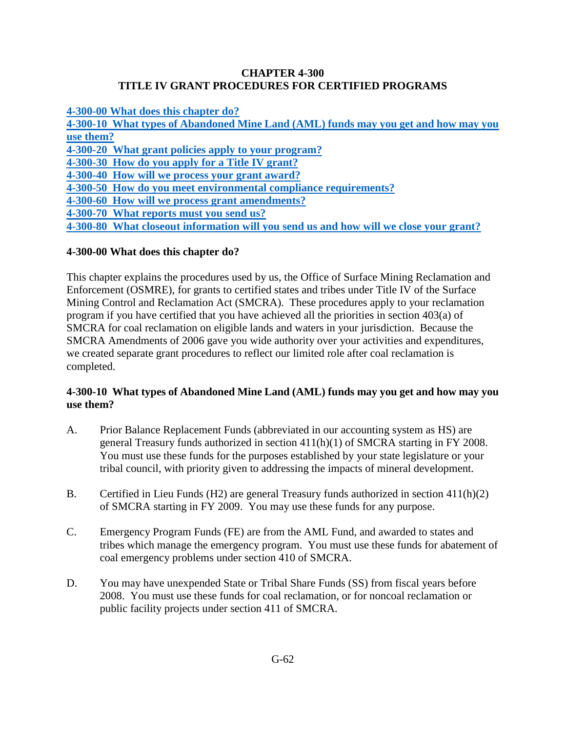# CHAPTER 4-300
# TITLE IV GRANT PROCEDURES FOR CERTIFIED PROGRAMS

[4-300-00 What does this chapter do?](#)
[4-300-10 What types of Abandoned Mine Land (AML) funds may you get and how may you use them?](#)
[4-300-20 What grant policies apply to your program?](#)
[4-300-30 How do you apply for a Title IV grant?](#)
[4-300-40 How will we process your grant award?](#)
[4-300-50 How do you meet environmental compliance requirements?](#)
[4-300-60 How will we process grant amendments?](#)
[4-300-70 What reports must you send us?](#)
[4-300-80 What closeout information will you send us and how will we close your grant?](#)

## 4-300-00 What does this chapter do?

This chapter explains the procedures used by us, the Office of Surface Mining Reclamation and Enforcement (OSMRE), for grants to certified states and tribes under Title IV of the Surface Mining Control and Reclamation Act (SMCRA). These procedures apply to your reclamation program if you have certified that you have achieved all the priorities in section 403(a) of SMCRA for coal reclamation on eligible lands and waters in your jurisdiction. Because the SMCRA Amendments of 2006 gave you wide authority over your activities and expenditures, we created separate grant procedures to reflect our limited role after coal reclamation is completed.

## 4-300-10 What types of Abandoned Mine Land (AML) funds may you get and how may you use them?

A. Prior Balance Replacement Funds (abbreviated in our accounting system as HS) are general Treasury funds authorized in section 411(h)(1) of SMCRA starting in FY 2008. You must use these funds for the purposes established by your state legislature or your tribal council, with priority given to addressing the impacts of mineral development.

B. Certified in Lieu Funds (H2) are general Treasury funds authorized in section 411(h)(2) of SMCRA starting in FY 2009. You may use these funds for any purpose.

C. Emergency Program Funds (FE) are from the AML Fund, and awarded to states and tribes which manage the emergency program. You must use these funds for abatement of coal emergency problems under section 410 of SMCRA.

D. You may have unexpended State or Tribal Share Funds (SS) from fiscal years before 2008. You must use these funds for coal reclamation, or for noncoal reclamation or public facility projects under section 411 of SMCRA.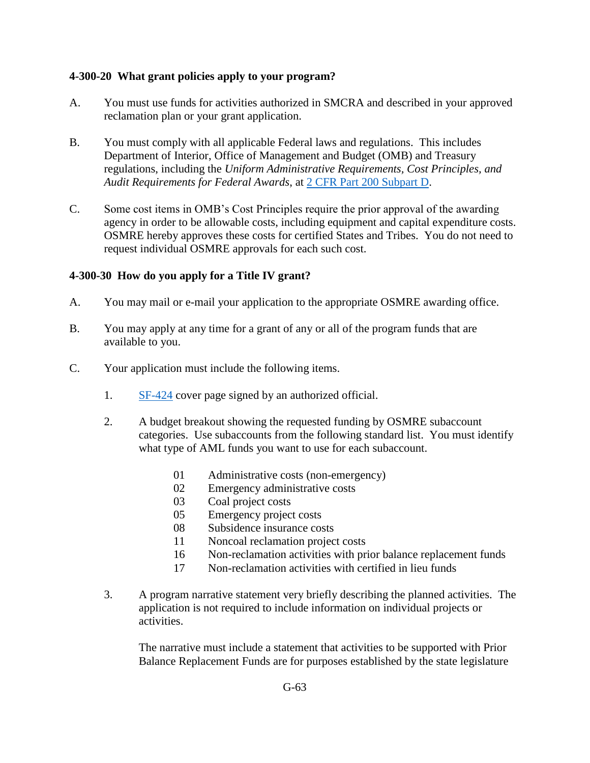### 4-300-20 What grant policies apply to your program?

A. You must use funds for activities authorized in SMCRA and described in your approved reclamation plan or your grant application.

B. You must comply with all applicable Federal laws and regulations. This includes Department of Interior, Office of Management and Budget (OMB) and Treasury regulations, including the *Uniform Administrative Requirements, Cost Principles, and Audit Requirements for Federal Awards*, at [2 CFR Part 200 Subpart D](#).

C. Some cost items in OMB's Cost Principles require the prior approval of the awarding agency in order to be allowable costs, including equipment and capital expenditure costs. OSMRE hereby approves these costs for certified States and Tribes. You do not need to request individual OSMRE approvals for each such cost.

### 4-300-30 How do you apply for a Title IV grant?

A. You may mail or e-mail your application to the appropriate OSMRE awarding office.

B. You may apply at any time for a grant of any or all of the program funds that are available to you.

C. Your application must include the following items.

1. [SF-424](#) cover page signed by an authorized official.

2. A budget breakout showing the requested funding by OSMRE subaccount categories. Use subaccounts from the following standard list. You must identify what type of AML funds you want to use for each subaccount.

   - 01 Administrative costs (non-emergency)
   - 02 Emergency administrative costs
   - 03 Coal project costs
   - 05 Emergency project costs
   - 08 Subsidence insurance costs
   - 11 Noncoal reclamation project costs
   - 16 Non-reclamation activities with prior balance replacement funds
   - 17 Non-reclamation activities with certified in lieu funds

3. A program narrative statement very briefly describing the planned activities. The application is not required to include information on individual projects or activities.

   The narrative must include a statement that activities to be supported with Prior Balance Replacement Funds are for purposes established by the state legislature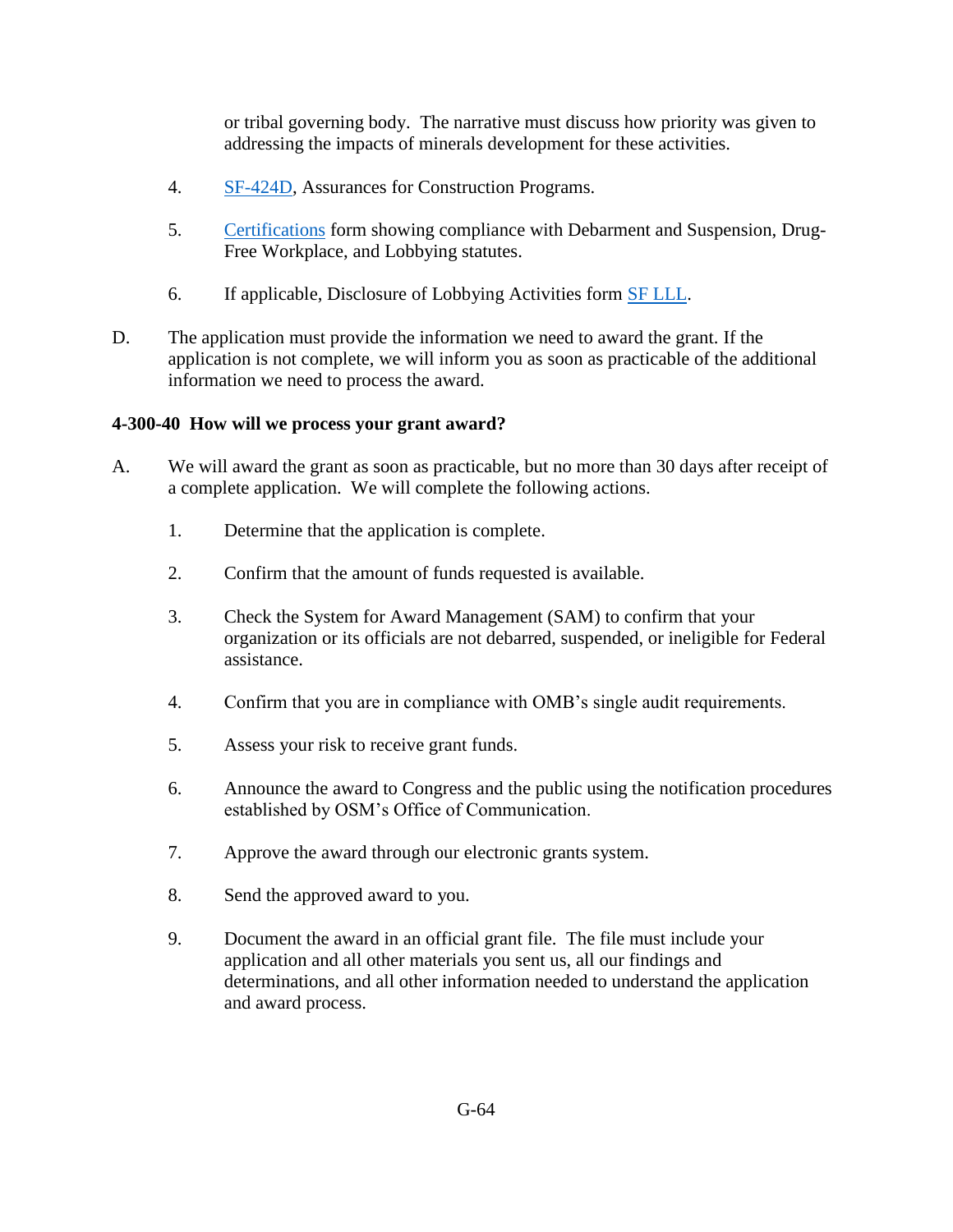or tribal governing body. The narrative must discuss how priority was given to addressing the impacts of minerals development for these activities.

4. SF-424D, Assurances for Construction Programs.

5. Certifications form showing compliance with Debarment and Suspension, Drug-Free Workplace, and Lobbying statutes.

6. If applicable, Disclosure of Lobbying Activities form SF LLL.

D. The application must provide the information we need to award the grant. If the application is not complete, we will inform you as soon as practicable of the additional information we need to process the award.

**4-300-40 How will we process your grant award?**

A. We will award the grant as soon as practicable, but no more than 30 days after receipt of a complete application. We will complete the following actions.

1. Determine that the application is complete.

2. Confirm that the amount of funds requested is available.

3. Check the System for Award Management (SAM) to confirm that your organization or its officials are not debarred, suspended, or ineligible for Federal assistance.

4. Confirm that you are in compliance with OMB's single audit requirements.

5. Assess your risk to receive grant funds.

6. Announce the award to Congress and the public using the notification procedures established by OSM's Office of Communication.

7. Approve the award through our electronic grants system.

8. Send the approved award to you.

9. Document the award in an official grant file. The file must include your application and all other materials you sent us, all our findings and determinations, and all other information needed to understand the application and award process.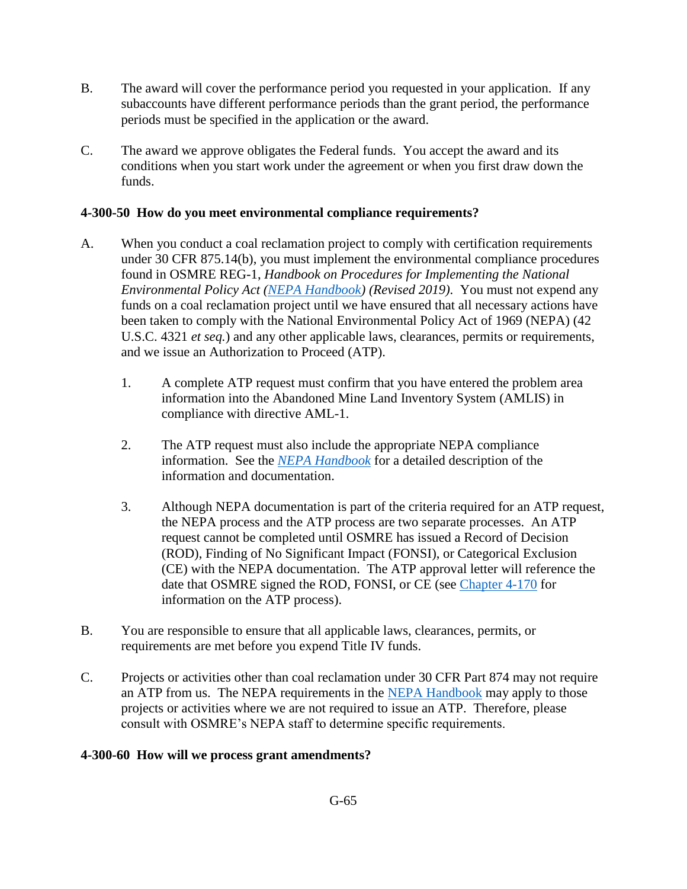B. The award will cover the performance period you requested in your application. If any subaccounts have different performance periods than the grant period, the performance periods must be specified in the application or the award.

C. The award we approve obligates the Federal funds. You accept the award and its conditions when you start work under the agreement or when you first draw down the funds.

**4-300-50 How do you meet environmental compliance requirements?**

A. When you conduct a coal reclamation project to comply with certification requirements under 30 CFR 875.14(b), you must implement the environmental compliance procedures found in OSMRE REG-1, *Handbook on Procedures for Implementing the National Environmental Policy Act (NEPA Handbook) (Revised 2019).* You must not expend any funds on a coal reclamation project until we have ensured that all necessary actions have been taken to comply with the National Environmental Policy Act of 1969 (NEPA) (42 U.S.C. 4321 *et seq.*) and any other applicable laws, clearances, permits or requirements, and we issue an Authorization to Proceed (ATP).

   1. A complete ATP request must confirm that you have entered the problem area information into the Abandoned Mine Land Inventory System (AMLIS) in compliance with directive AML-1.

   2. The ATP request must also include the appropriate NEPA compliance information. See the *NEPA Handbook* for a detailed description of the information and documentation.

   3. Although NEPA documentation is part of the criteria required for an ATP request, the NEPA process and the ATP process are two separate processes. An ATP request cannot be completed until OSMRE has issued a Record of Decision (ROD), Finding of No Significant Impact (FONSI), or Categorical Exclusion (CE) with the NEPA documentation. The ATP approval letter will reference the date that OSMRE signed the ROD, FONSI, or CE (see Chapter 4-170 for information on the ATP process).

B. You are responsible to ensure that all applicable laws, clearances, permits, or requirements are met before you expend Title IV funds.

C. Projects or activities other than coal reclamation under 30 CFR Part 874 may not require an ATP from us. The NEPA requirements in the NEPA Handbook may apply to those projects or activities where we are not required to issue an ATP. Therefore, please consult with OSMRE's NEPA staff to determine specific requirements.

**4-300-60 How will we process grant amendments?**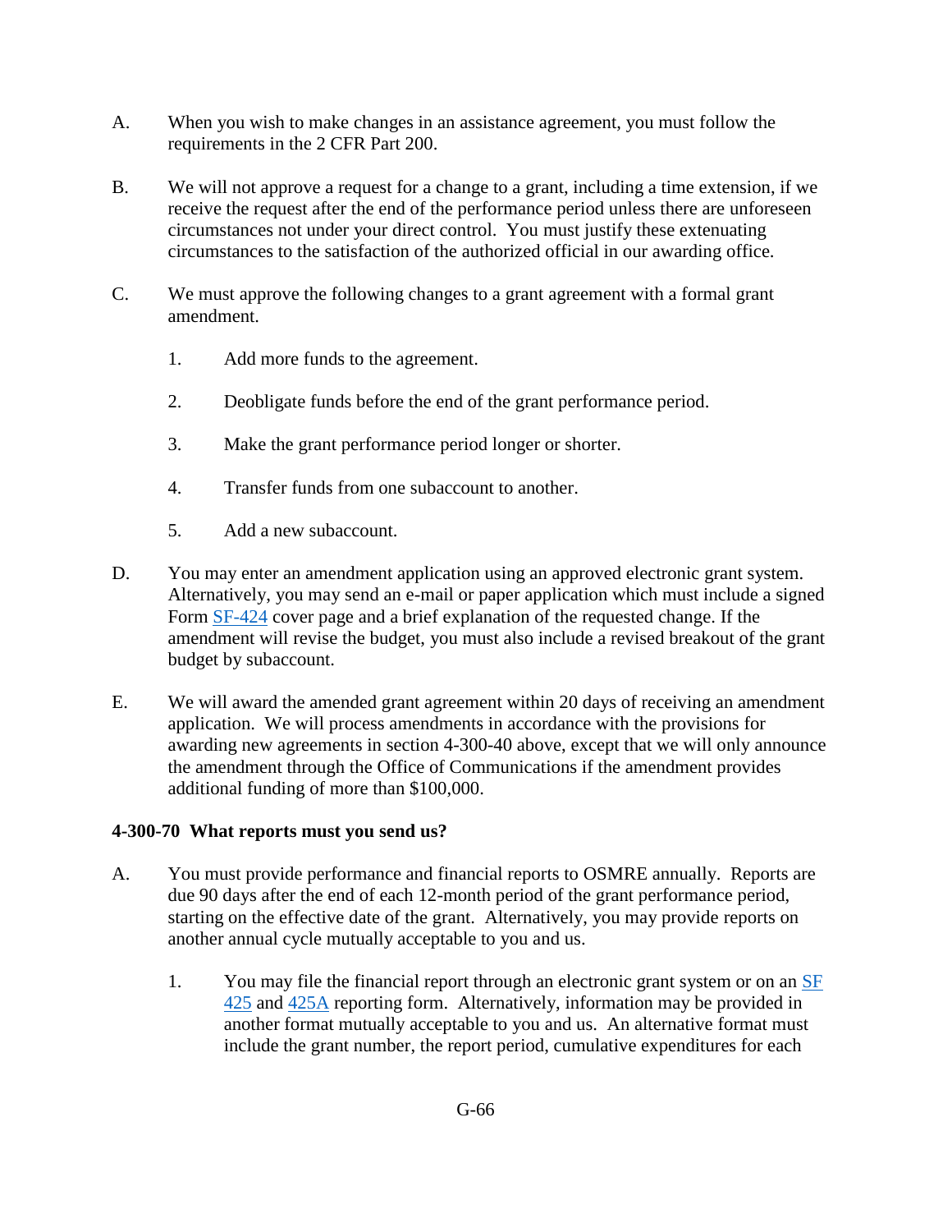A. When you wish to make changes in an assistance agreement, you must follow the requirements in the 2 CFR Part 200.

B. We will not approve a request for a change to a grant, including a time extension, if we receive the request after the end of the performance period unless there are unforeseen circumstances not under your direct control. You must justify these extenuating circumstances to the satisfaction of the authorized official in our awarding office.

C. We must approve the following changes to a grant agreement with a formal grant amendment.

   1. Add more funds to the agreement.

   2. Deobligate funds before the end of the grant performance period.

   3. Make the grant performance period longer or shorter.

   4. Transfer funds from one subaccount to another.

   5. Add a new subaccount.

D. You may enter an amendment application using an approved electronic grant system. Alternatively, you may send an e-mail or paper application which must include a signed Form SF-424 cover page and a brief explanation of the requested change. If the amendment will revise the budget, you must also include a revised breakout of the grant budget by subaccount.

E. We will award the amended grant agreement within 20 days of receiving an amendment application. We will process amendments in accordance with the provisions for awarding new agreements in section 4-300-40 above, except that we will only announce the amendment through the Office of Communications if the amendment provides additional funding of more than $100,000.

**4-300-70 What reports must you send us?**

A. You must provide performance and financial reports to OSMRE annually. Reports are due 90 days after the end of each 12-month period of the grant performance period, starting on the effective date of the grant. Alternatively, you may provide reports on another annual cycle mutually acceptable to you and us.

   1. You may file the financial report through an electronic grant system or on an SF 425 and 425A reporting form. Alternatively, information may be provided in another format mutually acceptable to you and us. An alternative format must include the grant number, the report period, cumulative expenditures for each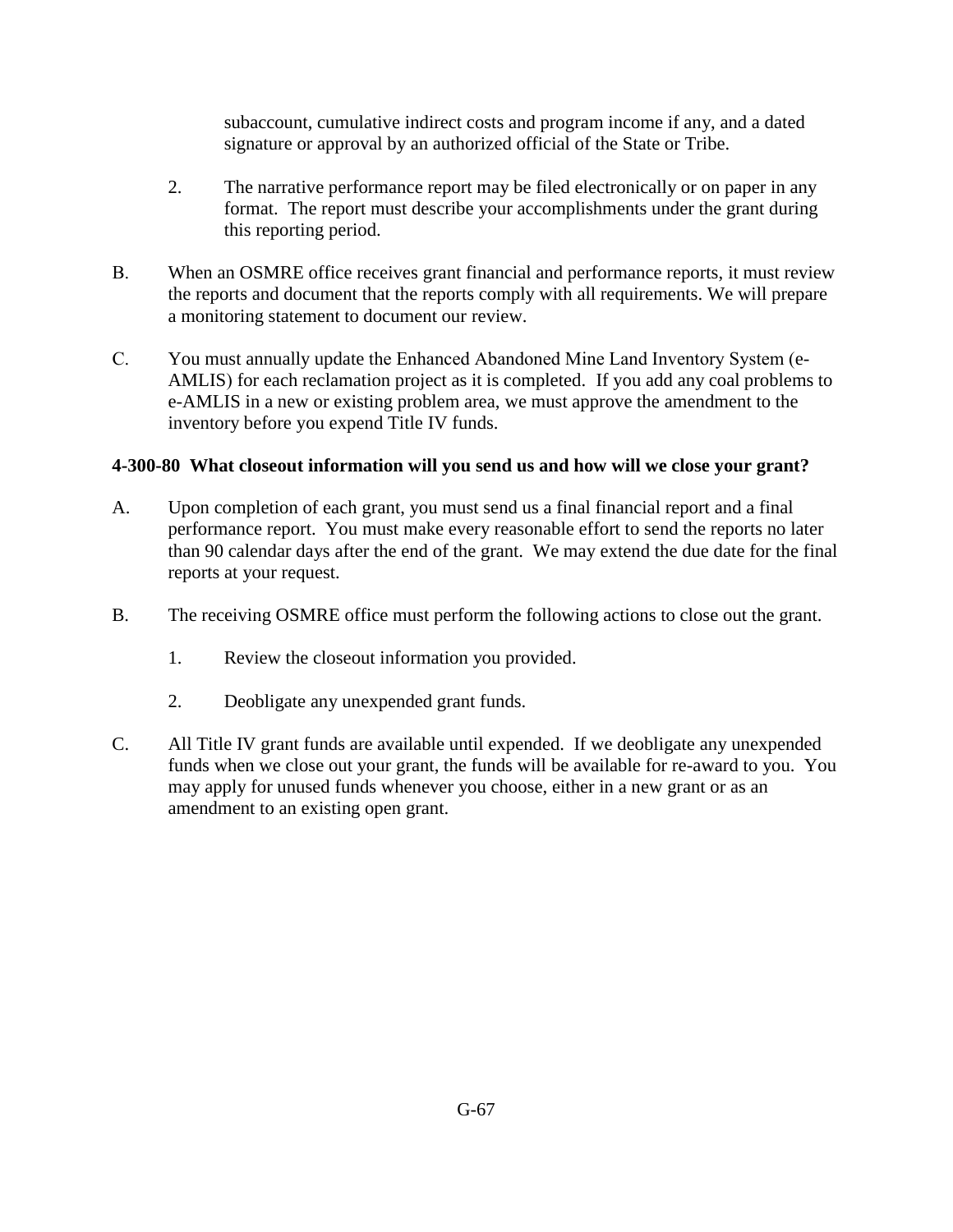subaccount, cumulative indirect costs and program income if any, and a dated signature or approval by an authorized official of the State or Tribe.

2. The narrative performance report may be filed electronically or on paper in any format. The report must describe your accomplishments under the grant during this reporting period.

B. When an OSMRE office receives grant financial and performance reports, it must review the reports and document that the reports comply with all requirements. We will prepare a monitoring statement to document our review.

C. You must annually update the Enhanced Abandoned Mine Land Inventory System (e-AMLIS) for each reclamation project as it is completed. If you add any coal problems to e-AMLIS in a new or existing problem area, we must approve the amendment to the inventory before you expend Title IV funds.

**4-300-80 What closeout information will you send us and how will we close your grant?**

A. Upon completion of each grant, you must send us a final financial report and a final performance report. You must make every reasonable effort to send the reports no later than 90 calendar days after the end of the grant. We may extend the due date for the final reports at your request.

B. The receiving OSMRE office must perform the following actions to close out the grant.

1. Review the closeout information you provided.

2. Deobligate any unexpended grant funds.

C. All Title IV grant funds are available until expended. If we deobligate any unexpended funds when we close out your grant, the funds will be available for re-award to you. You may apply for unused funds whenever you choose, either in a new grant or as an amendment to an existing open grant.